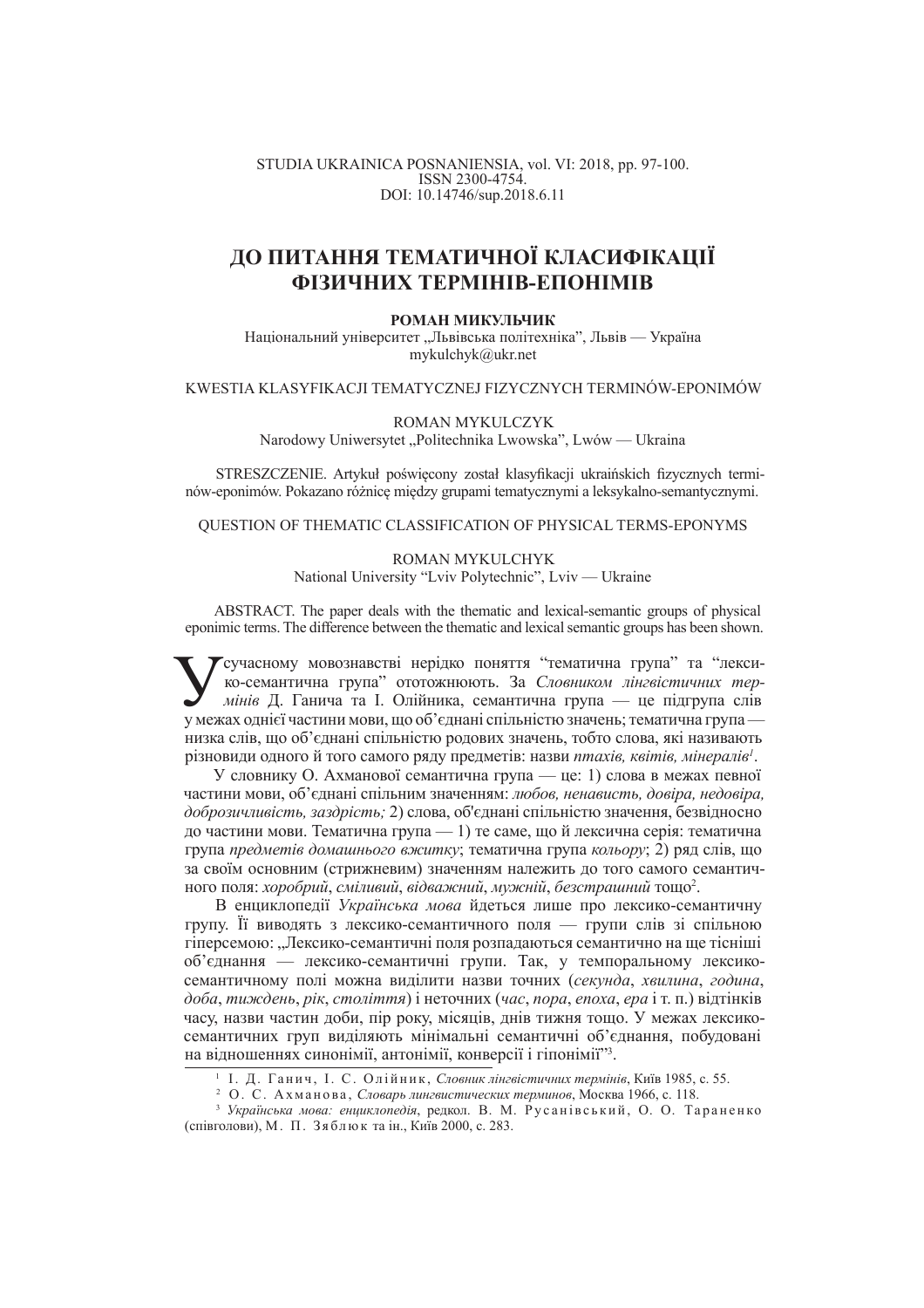STUDIA UKRAINICA POSNANIENSIA, vol. VI: 2018, pp. 97-100.
ISSN 2300-4754.
DOI: 10.14746/sup.2018.6.11

# ДО ПИТАННЯ ТЕМАТИЧНОЇ КЛАСИФІКАЦІЇ ФІЗИЧНИХ ТЕРМІНІВ-ЕПОНІМІВ

**РОМАН МИКУЛЬЧИК**
Національний університет „Львівська політехніка", Львів — Україна
mykulchyk@ukr.net

KWESTIA KLASYFIKACJI TEMATYCZNEJ FIZYCZNYCH TERMINÓW-EPONIMÓW

ROMAN MYKULCZYK
Narodowy Uniwersytet „Politechnika Lwowska", Lwów — Ukraina

STRESZCZENIE. Artykuł poświęcony został klasyfikacji ukraińskich fizycznych terminów-eponimów. Pokazano różnicę między grupami tematycznymi a leksykalno-semantycznymi.

QUESTION OF THEMATIC CLASSIFICATION OF PHYSICAL TERMS-EPONYMS

ROMAN MYKULCHYK
National University "Lviv Polytechnic", Lviv — Ukraine

ABSTRACT. The paper deals with the thematic and lexical-semantic groups of physical eponimic terms. The difference between the thematic and lexical semantic groups has been shown.

У сучасному мовознавстві нерідко поняття "тематична група" та "лексико-семантична група" ототожнюють. За *Словником лінгвістичних термінів* Д. Ганича та І. Олійника, семантична група — це підгрупа слів у межах однієї частини мови, що об'єднані спільністю значень; тематична група — низка слів, що об'єднані спільністю родових значень, тобто слова, які називають різновиди одного й того самого ряду предметів: назви *птахів, квітів, мінералів*[1].

У словнику О. Ахманової семантична група — це: 1) слова в межах певної частини мови, об'єднані спільним значенням: *любов, ненависть, довіра, недовіра, доброзичливість, заздрість;* 2) слова, об'єднані спільністю значення, безвідносно до частини мови. Тематична група — 1) те саме, що й лексична серія: тематична група *предметів домашнього вжитку*; тематична група *кольору*; 2) ряд слів, що за своїм основним (стрижневим) значенням належить до того самого семантичного поля: *хоробрий*, *сміливий*, *відважний*, *мужній*, *безстрашний* тощо[2].

В енциклопедії *Українська мова* йдеться лише про лексико-семантичну групу. Її виводять з лексико-семантичного поля — групи слів зі спільною гіперсемою: „Лексико-семантичні поля розпадаються семантично на ще тісніші об'єднання — лексико-семантичні групи. Так, у темпоральному лексико-семантичному полі можна виділити назви точних (*секунда*, *хвилина*, *година*, *доба*, *тиждень*, *рік*, *століття*) і неточних (*час*, *пора*, *епоха*, *ера* і т. п.) відтінків часу, назви частин доби, пір року, місяців, днів тижня тощо. У межах лексико-семантичних груп виділяють мінімальні семантичні об'єднання, побудовані на відношеннях синонімії, антонімії, конверсії і гіпонімії"[3].

---

[1] І. Д. Ганич, І. С. Олійник, *Словник лінгвістичних термінів*, Київ 1985, с. 55.

[2] О. С. Ахманова, *Словарь лингвистических терминов*, Москва 1966, с. 118.

[3] *Українська мова: енциклопедія*, редкол. В. М. Русанівський, О. О. Тараненко (співголови), М. П. Зяблюк та ін., Київ 2000, с. 283.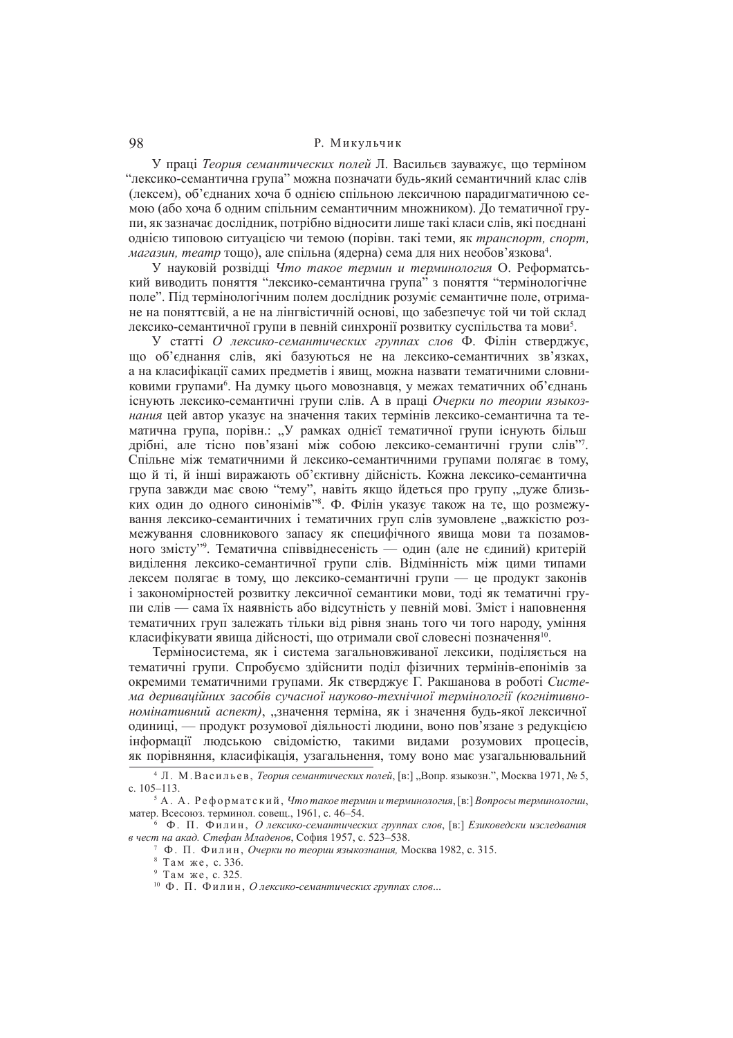У праці *Теория семантических полей* Л. Васильєв зауважує, що терміном "лексико-семантична група" можна позначати будь-який семантичний клас слів (лексем), об'єднаних хоча б однією спільною лексичною парадигматичною семою (або хоча б одним спільним семантичним множником). До тематичної групи, як зазначає дослідник, потрібно відносити лише такі класи слів, які поєднані однією типовою ситуацією чи темою (порівн. такі теми, як *транспорт, спорт, магазин, театр* тощо), але спільна (ядерна) сема для них необов'язкова[4].

У науковій розвідці *Что такое термин и терминология* О. Реформатський виводить поняття "лексико-семантична група" з поняття "термінологічне поле". Під термінологічним полем дослідник розуміє семантичне поле, отримане на поняттєвій, а не на лінгвістичній основі, що забезпечує той чи той склад лексико-семантичної групи в певній синхронії розвитку суспільства та мови[5].

У статті *О лексико-семантических группах слов* Ф. Філін стверджує, що об'єднання слів, які базуються не на лексико-семантичних зв'язках, а на класифікації самих предметів і явищ, можна назвати тематичними словниковими групами[6]. На думку цього мовознавця, у межах тематичних об'єднань існують лексико-семантичні групи слів. А в праці *Очерки по теории языкознания* цей автор указує на значення таких термінів лексико-семантична та тематична група, порівн.: „У рамках однієї тематичної групи існують більш дрібні, але тісно пов'язані між собою лексико-семантичні групи слів"[7]. Спільне між тематичними й лексико-семантичними групами полягає в тому, що й ті, й інші виражають об'єктивну дійсність. Кожна лексико-семантична група завжди має свою "тему", навіть якщо йдеться про групу „дуже близьких один до одного синонімів"[8]. Ф. Філін указує також на те, що розмежування лексико-семантичних і тематичних груп слів зумовлене „важкістю розмежування словникового запасу як специфічного явища мови та позамовного змісту"[9]. Тематична співвіднесеність — один (але не єдиний) критерій виділення лексико-семантичної групи слів. Відмінність між цими типами лексем полягає в тому, що лексико-семантичні групи — це продукт законів і закономірностей розвитку лексичної семантики мови, тоді як тематичні групи слів — сама їх наявність або відсутність у певній мові. Зміст і наповнення тематичних груп залежать тільки від рівня знань того чи того народу, уміння класифікувати явища дійсності, що отримали свої словесні позначення[10].

Терміносистема, як і система загальновживаної лексики, поділяється на тематичні групи. Спробуємо здійснити поділ фізичних термінів-епонімів за окремими тематичними групами. Як стверджує Г. Ракшанова в роботі *Система дериваційних засобів сучасної науково-технічної термінології (когнітивно-номінативний аспект)*, „значення терміна, як і значення будь-якої лексичної одиниці, — продукт розумової діяльності людини, воно пов'язане з редукцією інформації людською свідомістю, такими видами розумових процесів, як порівняння, класифікація, узагальнення, тому воно має узагальнювальний

---

[4] Л. М. Васильев, *Теория семантических полей*, [в:] „Вопр. языкозн.", Москва 1971, № 5, с. 105–113.

[5] А. А. Реформатский, *Что такое термин и терминология*, [в:] *Вопросы терминологии*, матер. Всесоюз. терминол. совещ., 1961, с. 46–54.

[6] Ф. П. Филин, *О лексико-семантических группах слов*, [в:] *Езиковедски изследвания в чест на акад. Стефан Младенов*, София 1957, с. 523–538.

[7] Ф. П. Филин, *Очерки по теории языкознания,* Москва 1982, с. 315.

[8] Там же, с. 336.

[9] Там же, с. 325.

[10] Ф. П. Филин, *О лексико-семантических группах слов...*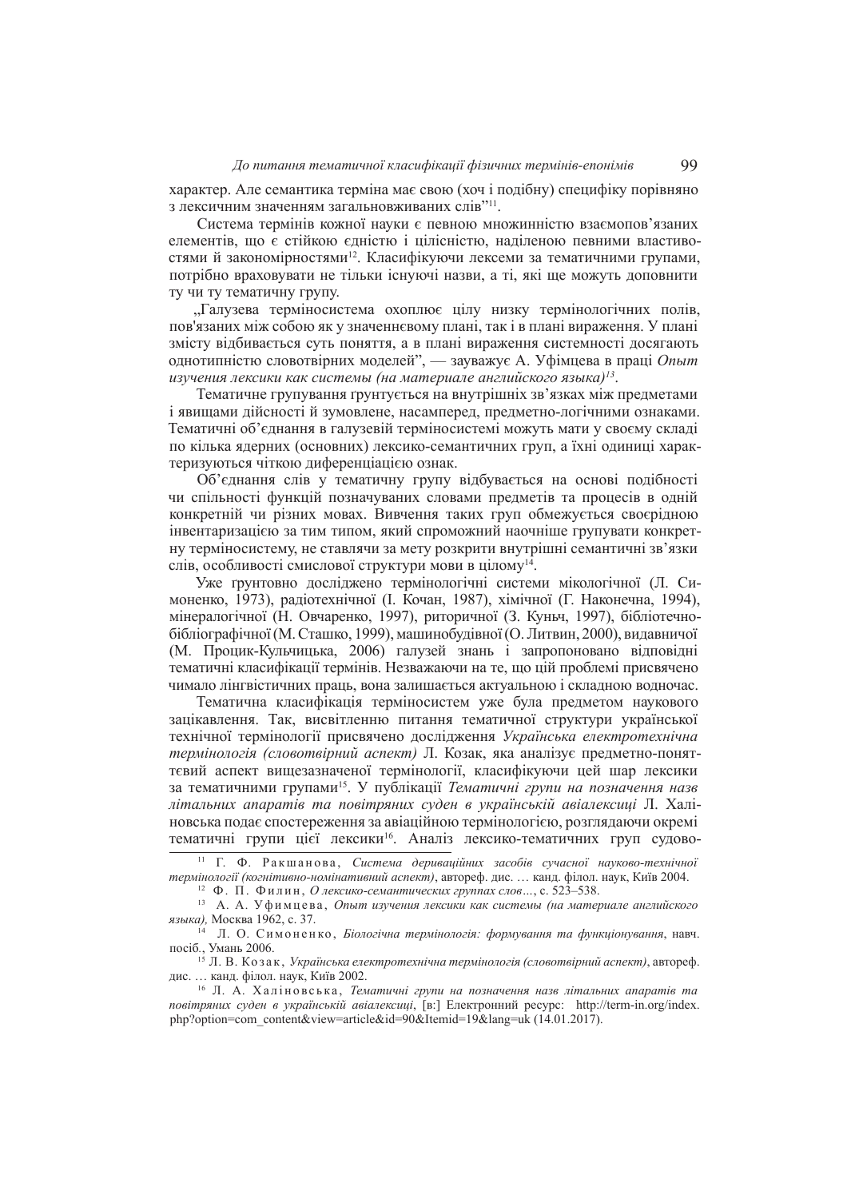характер. Але семантика терміна має свою (хоч і подібну) специфіку порівняно з лексичним значенням загальновживаних слів"[11].

Система термінів кожної науки є певною множинністю взаємопов'язаних елементів, що є стійкою єдністю і цілісністю, наділеною певними властивостями й закономірностями[12]. Класифікуючи лексеми за тематичними групами, потрібно враховувати не тільки існуючі назви, а ті, які ще можуть доповнити ту чи ту тематичну групу.

„Галузева терміносистема охоплює цілу низку термінологічних полів, пов'язаних між собою як у значеннєвому плані, так і в плані вираження. У плані змісту відбивається суть поняття, а в плані вираження системності досягають однотипністю словотвірних моделей", — зауважує А. Уфімцева в праці *Опыт изучения лексики как системы (на материале английского языка)*[13].

Тематичне групування грунтується на внутрішніх зв'язках між предметами і явищами дійсності й зумовлене, насамперед, предметно-логічними ознаками. Тематичні об'єднання в галузевій терміносистемі можуть мати у своєму складі по кілька ядерних (основних) лексико-семантичних груп, а їхні одиниці характеризуються чіткою диференціацією ознак.

Об'єднання слів у тематичну групу відбувається на основі подібності чи спільності функцій позначуваних словами предметів та процесів в одній конкретній чи різних мовах. Вивчення таких груп обмежується своєрідною інвентаризацією за тим типом, який спроможний наочніше групувати конкретну терміносистему, не ставлячи за мету розкрити внутрішні семантичні зв'язки слів, особливості смислової структури мови в цілому[14].

Уже грунтовно досліджено термінологічні системи мікологічної (Л. Симоненко, 1973), радіотехнічної (І. Кочан, 1987), хімічної (Г. Наконечна, 1994), мінералогічної (Н. Овчаренко, 1997), риторичної (З. Куньч, 1997), бібліотечно-бібліографічної (М. Сташко, 1999), машинобудівної (О. Литвин, 2000), видавничої (М. Процик-Кульчицька, 2006) галузей знань і запропоновано відповідні тематичні класифікації термінів. Незважаючи на те, що цій проблемі присвячено чимало лінгвістичних праць, вона залишається актуальною і складною водночас.

Тематична класифікація терміносистем уже була предметом наукового зацікавлення. Так, висвітленню питання тематичної структури української технічної термінології присвячено дослідження *Українська електротехнічна термінологія (словотвірний аспект)* Л. Козак, яка аналізує предметно-понятєвий аспект вищезазначеної термінології, класифікуючи цей шар лексики за тематичними групами[15]. У публікації *Тематичні групи на позначення назв літальних апаратів та повітряних суден в українській авіалексиці* Л. Халіновська подає спостереження за авіаційною термінологією, розглядаючи окремі тематичні групи цієї лексики[16]. Аналіз лексико-тематичних груп судово-

---

[11] Г. Ф. Ракшанова, *Система дериваційних засобів сучасної науково-технічної термінології (когнітивно-номінативний аспект)*, автореф. дис. … канд. філол. наук, Київ 2004.

[12] Ф. П. Филин, *О лексико-семантических группах слов…*, с. 523–538.

[13] А. А. Уфимцева, *Опыт изучения лексики как системы (на материале английского языка),* Москва 1962, с. 37.

[14] Л. О. Симоненко, *Біологічна термінологія: формування та функціонування*, навч. посіб., Умань 2006.

[15] Л. В. Козак, *Українська електротехнічна термінологія (словотвірний аспект)*, автореф. дис. … канд. філол. наук, Київ 2002.

[16] Л. А. Халіновська, *Тематичні групи на позначення назв літальних апаратів та повітряних суден в українській авіалексиці*, [в:] Електронний ресурс: http://term-in.org/index.php?option=com_content&view=article&id=90&Itemid=19&lang=uk (14.01.2017).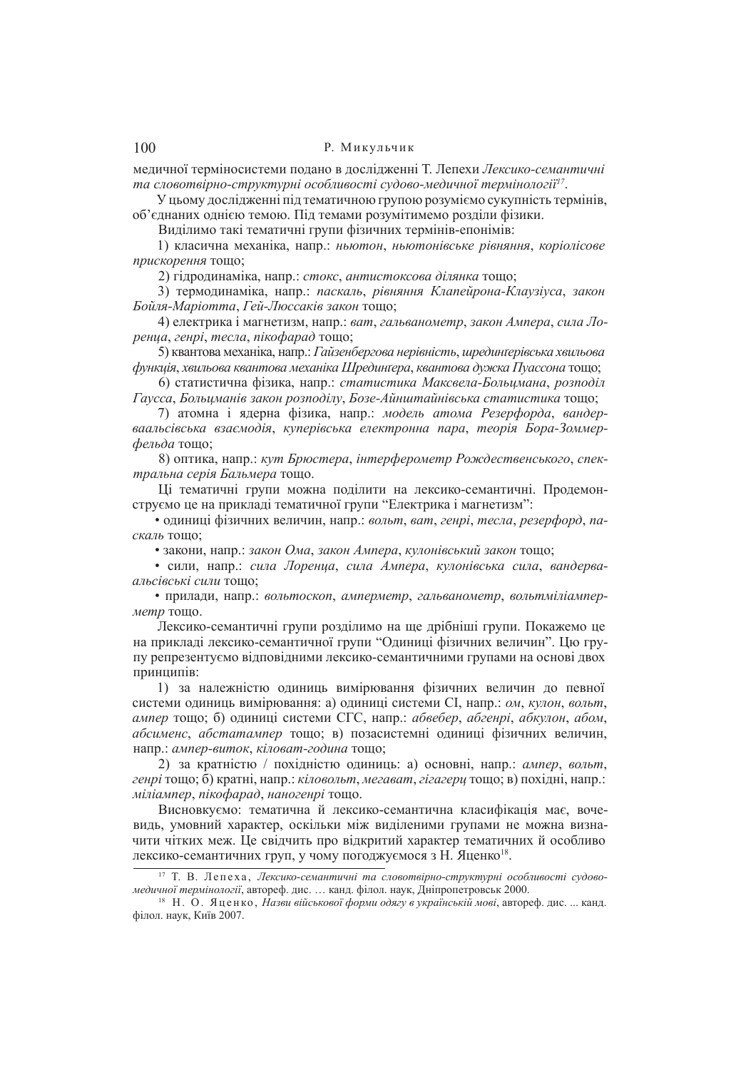медичної терміносистеми подано в дослідженні Т. Лепехи *Лексико-семантичні та словотвірно-структурні особливості судово-медичної термінології*[17].

У цьому дослідженні під тематичною групою розуміємо сукупність термінів, об'єднаних однією темою. Під темами розумітимемо розділи фізики.

Виділимо такі тематичні групи фізичних термінів-епонімів:

1) класична механіка, напр.: *ньютон*, *ньютонівське рівняння*, *коріолісове прискорення* тощо;

2) гідродинаміка, напр.: *стокс*, *антистоксова ділянка* тощо;

3) термодинаміка, напр.: *паскаль*, *рівняння Клапейрона-Клаузіуса*, *закон Бойля-Маріотта*, *Гей-Люссаків закон* тощо;

4) електрика і магнетизм, напр.: *ват*, *гальванометр*, *закон Ампера*, *сила Лоренца*, *генрі*, *тесла*, *пікофарад* тощо;

5) квантова механіка, напр.: *Гайзенбергова нерівність*, *шредингерівська хвильова функція*, *хвильова квантова механіка Шредингера*, *квантова дужка Пуассона* тощо;

6) статистична фізика, напр.: *статистика Максвела-Больцмана*, *розподіл Гаусса*, *Больцманів закон розподілу*, *Бозе-Айнштайнівська статистика* тощо;

7) атомна і ядерна фізика, напр.: *модель атома Резерфорда*, *вандерваальсівська взаємодія*, *куперівська електронна пара*, *теорія Бора-Зоммерфельда* тощо;

8) оптика, напр.: *кут Брюстера*, *інтерферометр Рождественського*, *спектральна серія Бальмера* тощо.

Ці тематичні групи можна поділити на лексико-семантичні. Продемонструємо це на прикладі тематичної групи "Електрика і магнетизм":

• одиниці фізичних величин, напр.: *вольт*, *ват*, *генрі*, *тесла*, *резерфорд*, *паскаль* тощо;

• закони, напр.: *закон Ома*, *закон Ампера*, *кулонівський закон* тощо;

• сили, напр.: *сила Лоренца*, *сила Ампера*, *кулонівська сила*, *вандерваальсівські сили* тощо;

• прилади, напр.: *вольтоскоп*, *амперметр*, *гальванометр*, *вольтміліамперметр* тощо.

Лексико-семантичні групи розділимо на ще дрібніші групи. Покажемо це на прикладі лексико-семантичної групи "Одиниці фізичних величин". Цю групу репрезентуємо відповідними лексико-семантичними групами на основі двох принципів:

1) за належністю одиниць вимірювання фізичних величин до певної системи одиниць вимірювання: а) одиниці системи СІ, напр.: *ом*, *кулон*, *вольт*, *ампер* тощо; б) одиниці системи СГС, напр.: *абвебер*, *абгенрі*, *абкулон*, *абом*, *абсименс*, *абстатампер* тощо; в) позасистемні одиниці фізичних величин, напр.: *ампер-виток*, *кіловат-година* тощо;

2) за кратністю / похідністю одиниць: а) основні, напр.: *ампер*, *вольт*, *генрі* тощо; б) кратні, напр.: *кіловольт*, *мегават*, *гігагерц* тощо; в) похідні, напр.: *міліампер*, *пікофарад*, *наногенрі* тощо.

Висновкуємо: тематична й лексико-семантична класифікація має, вочевидь, умовний характер, оскільки між виділеними групами не можна визначити чітких меж. Це свідчить про відкритий характер тематичних й особливо лексико-семантичних груп, у чому погоджуємося з Н. Яценко[18].

---

[17] Т. В. Лепеха, *Лексико-семантичні та словотвірно-структурні особливості судово-медичної термінології*, автореф. дис. … канд. філол. наук, Дніпропетровськ 2000.

[18] Н. О. Яценко, *Назви військової форми одягу в українській мові*, автореф. дис. ... канд. філол. наук, Київ 2007.